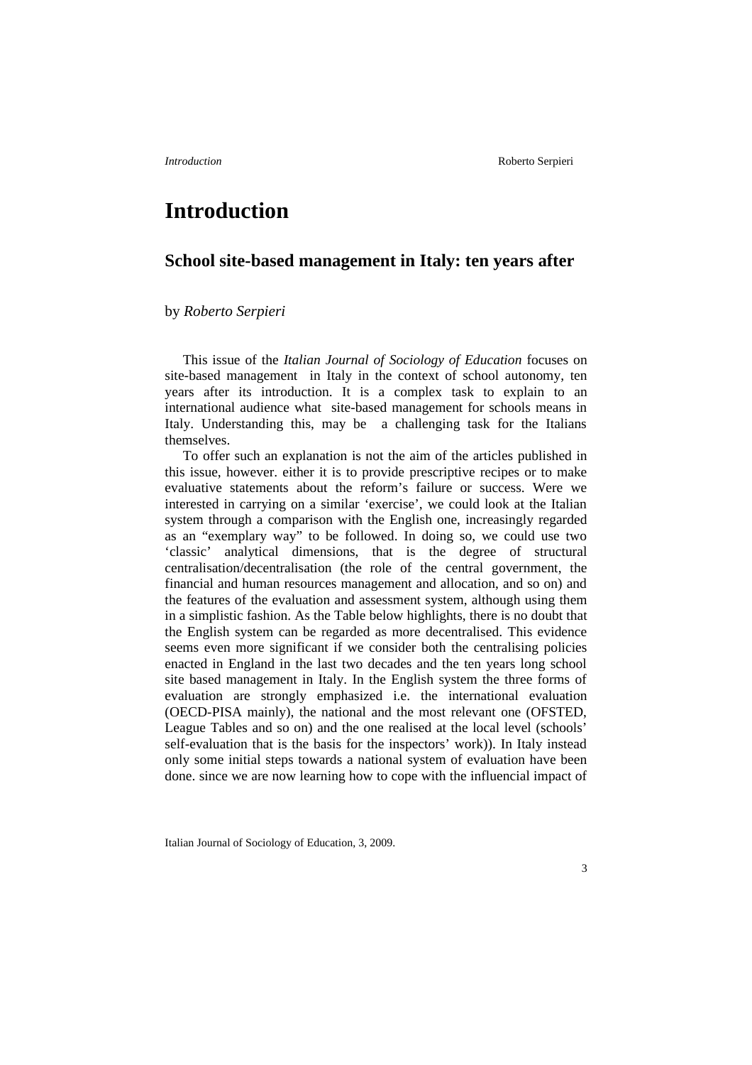# Introduction

## School site-based management in Italy: ten years after

by *Roberto Serpieri*

This issue of the *Italian Journal of Sociology of Education* focuses on site-based management in Italy in the context of school autonomy, ten years after its introduction. It is a complex task to explain to an international audience what site-based management for schools means in Italy. Understanding this, may be a challenging task for the Italians themselves.

To offer such an explanation is not the aim of the articles published in this issue, however. either it is to provide prescriptive recipes or to make evaluative statements about the reform's failure or success. Were we interested in carrying on a similar 'exercise', we could look at the Italian system through a comparison with the English one, increasingly regarded as an "exemplary way" to be followed. In doing so, we could use two 'classic' analytical dimensions, that is the degree of structural centralisation/decentralisation (the role of the central government, the financial and human resources management and allocation, and so on) and the features of the evaluation and assessment system, although using them in a simplistic fashion. As the Table below highlights, there is no doubt that the English system can be regarded as more decentralised. This evidence seems even more significant if we consider both the centralising policies enacted in England in the last two decades and the ten years long school site based management in Italy. In the English system the three forms of evaluation are strongly emphasized i.e. the international evaluation (OECD-PISA mainly), the national and the most relevant one (OFSTED, League Tables and so on) and the one realised at the local level (schools' self-evaluation that is the basis for the inspectors' work)). In Italy instead only some initial steps towards a national system of evaluation have been done. since we are now learning how to cope with the influencial impact of

Italian Journal of Sociology of Education, 3, 2009.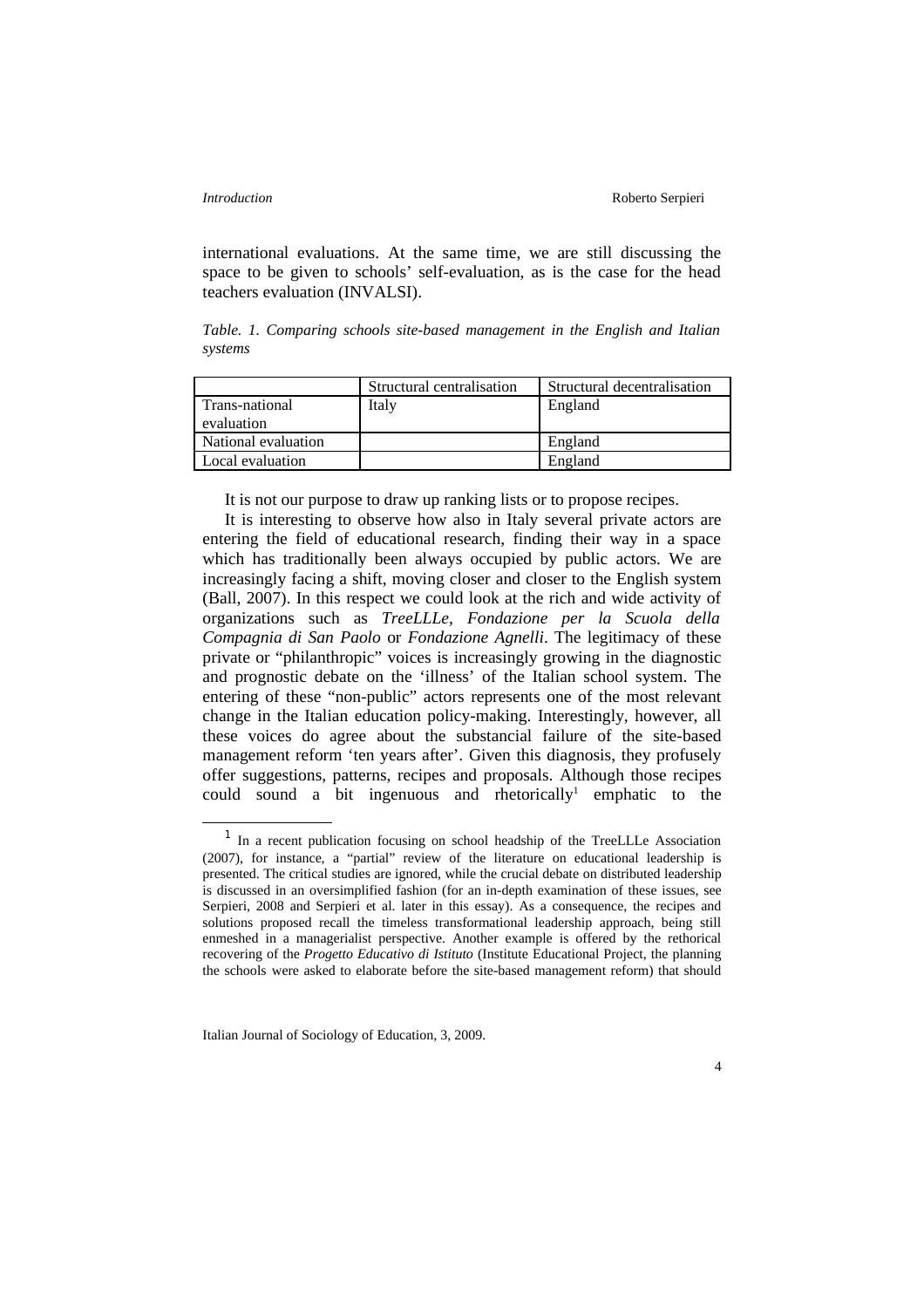international evaluations. At the same time, we are still discussing the space to be given to schools' self-evaluation, as is the case for the head teachers evaluation (INVALSI).

*Table. 1. Comparing schools site-based management in the English and Italian systems*

| | Structural centralisation | Structural decentralisation |
|---|---|---|
| Trans-national evaluation | Italy | England |
| National evaluation | | England |
| Local evaluation | | England |

It is not our purpose to draw up ranking lists or to propose recipes.

It is interesting to observe how also in Italy several private actors are entering the field of educational research, finding their way in a space which has traditionally been always occupied by public actors. We are increasingly facing a shift, moving closer and closer to the English system (Ball, 2007). In this respect we could look at the rich and wide activity of organizations such as *TreeLLLe*, *Fondazione per la Scuola della Compagnia di San Paolo* or *Fondazione Agnelli*. The legitimacy of these private or "philanthropic" voices is increasingly growing in the diagnostic and prognostic debate on the 'illness' of the Italian school system. The entering of these "non-public" actors represents one of the most relevant change in the Italian education policy-making. Interestingly, however, all these voices do agree about the substancial failure of the site-based management reform 'ten years after'. Given this diagnosis, they profusely offer suggestions, patterns, recipes and proposals. Although those recipes could sound a bit ingenuous and rhetorically[1] emphatic to the

[1] In a recent publication focusing on school headship of the TreeLLLe Association (2007), for instance, a "partial" review of the literature on educational leadership is presented. The critical studies are ignored, while the crucial debate on distributed leadership is discussed in an oversimplified fashion (for an in-depth examination of these issues, see Serpieri, 2008 and Serpieri et al. later in this essay). As a consequence, the recipes and solutions proposed recall the timeless transformational leadership approach, being still enmeshed in a managerialist perspective. Another example is offered by the rethorical recovering of the *Progetto Educativo di Istituto* (Institute Educational Project, the planning the schools were asked to elaborate before the site-based management reform) that should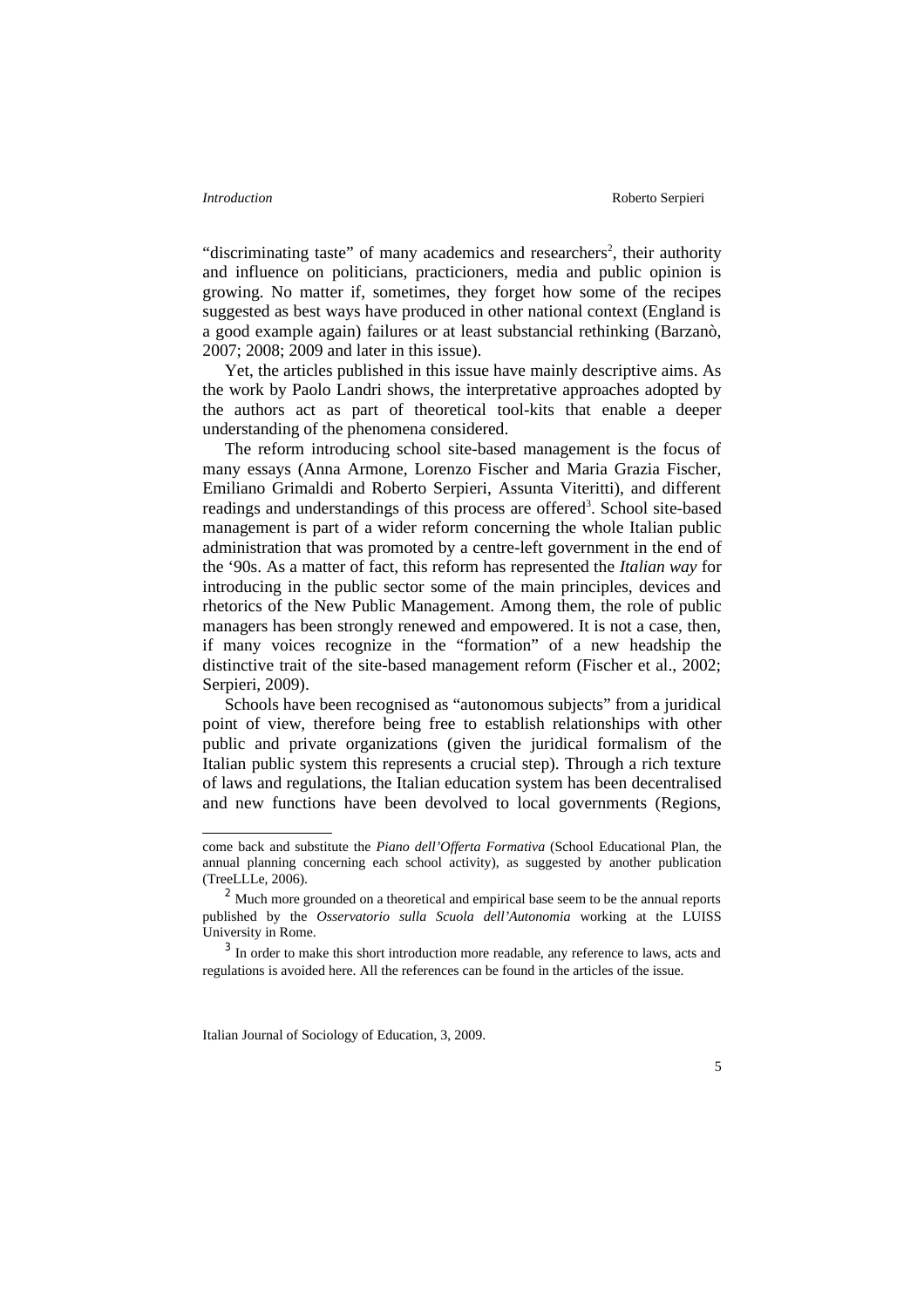"discriminating taste" of many academics and researchers[2], their authority and influence on politicians, practicioners, media and public opinion is growing. No matter if, sometimes, they forget how some of the recipes suggested as best ways have produced in other national context (England is a good example again) failures or at least substancial rethinking (Barzanò, 2007; 2008; 2009 and later in this issue).

Yet, the articles published in this issue have mainly descriptive aims. As the work by Paolo Landri shows, the interpretative approaches adopted by the authors act as part of theoretical tool-kits that enable a deeper understanding of the phenomena considered.

The reform introducing school site-based management is the focus of many essays (Anna Armone, Lorenzo Fischer and Maria Grazia Fischer, Emiliano Grimaldi and Roberto Serpieri, Assunta Viteritti), and different readings and understandings of this process are offered[3]. School site-based management is part of a wider reform concerning the whole Italian public administration that was promoted by a centre-left government in the end of the '90s. As a matter of fact, this reform has represented the *Italian way* for introducing in the public sector some of the main principles, devices and rhetorics of the New Public Management. Among them, the role of public managers has been strongly renewed and empowered. It is not a case, then, if many voices recognize in the "formation" of a new headship the distinctive trait of the site-based management reform (Fischer et al., 2002; Serpieri, 2009).

Schools have been recognised as "autonomous subjects" from a juridical point of view, therefore being free to establish relationships with other public and private organizations (given the juridical formalism of the Italian public system this represents a crucial step). Through a rich texture of laws and regulations, the Italian education system has been decentralised and new functions have been devolved to local governments (Regions,

---

come back and substitute the *Piano dell'Offerta Formativa* (School Educational Plan, the annual planning concerning each school activity), as suggested by another publication (TreeLLLe, 2006).

[2] Much more grounded on a theoretical and empirical base seem to be the annual reports published by the *Osservatorio sulla Scuola dell'Autonomia* working at the LUISS University in Rome.

[3] In order to make this short introduction more readable, any reference to laws, acts and regulations is avoided here. All the references can be found in the articles of the issue.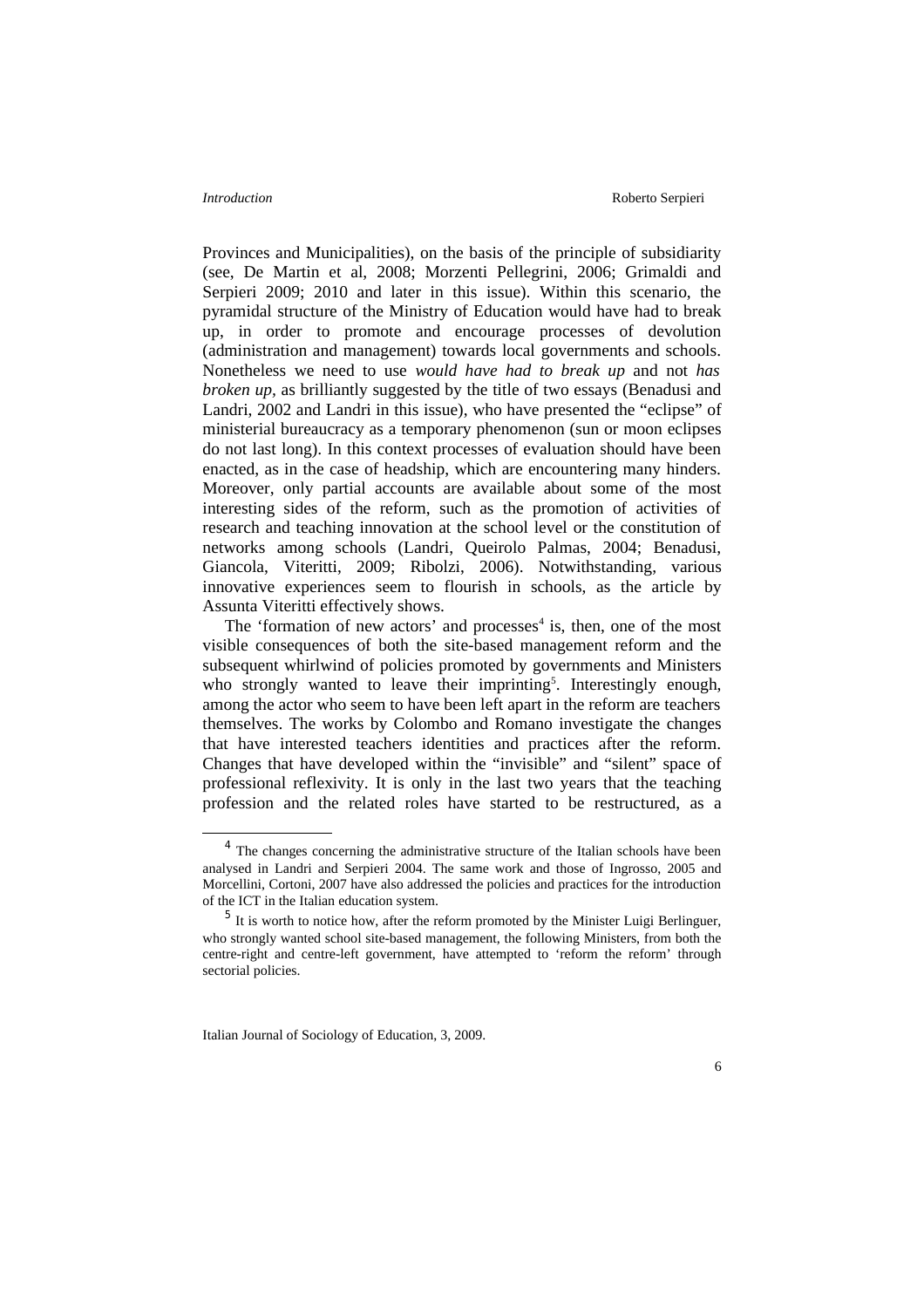Provinces and Municipalities), on the basis of the principle of subsidiarity (see, De Martin et al, 2008; Morzenti Pellegrini, 2006; Grimaldi and Serpieri 2009; 2010 and later in this issue). Within this scenario, the pyramidal structure of the Ministry of Education would have had to break up, in order to promote and encourage processes of devolution (administration and management) towards local governments and schools. Nonetheless we need to use *would have had to break up* and not *has broken up*, as brilliantly suggested by the title of two essays (Benadusi and Landri, 2002 and Landri in this issue), who have presented the "eclipse" of ministerial bureaucracy as a temporary phenomenon (sun or moon eclipses do not last long). In this context processes of evaluation should have been enacted, as in the case of headship, which are encountering many hinders. Moreover, only partial accounts are available about some of the most interesting sides of the reform, such as the promotion of activities of research and teaching innovation at the school level or the constitution of networks among schools (Landri, Queirolo Palmas, 2004; Benadusi, Giancola, Viteritti, 2009; Ribolzi, 2006). Notwithstanding, various innovative experiences seem to flourish in schools, as the article by Assunta Viteritti effectively shows.

The 'formation of new actors' and processes[4] is, then, one of the most visible consequences of both the site-based management reform and the subsequent whirlwind of policies promoted by governments and Ministers who strongly wanted to leave their imprinting[5]. Interestingly enough, among the actor who seem to have been left apart in the reform are teachers themselves. The works by Colombo and Romano investigate the changes that have interested teachers identities and practices after the reform. Changes that have developed within the "invisible" and "silent" space of professional reflexivity. It is only in the last two years that the teaching profession and the related roles have started to be restructured, as a

[4] The changes concerning the administrative structure of the Italian schools have been analysed in Landri and Serpieri 2004. The same work and those of Ingrosso, 2005 and Morcellini, Cortoni, 2007 have also addressed the policies and practices for the introduction of the ICT in the Italian education system.

[5] It is worth to notice how, after the reform promoted by the Minister Luigi Berlinguer, who strongly wanted school site-based management, the following Ministers, from both the centre-right and centre-left government, have attempted to 'reform the reform' through sectorial policies.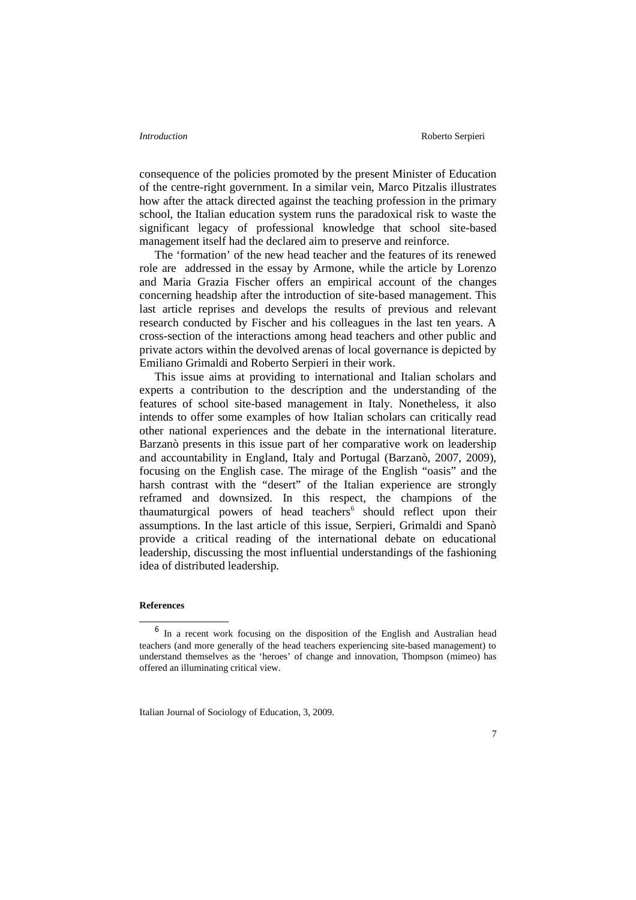consequence of the policies promoted by the present Minister of Education of the centre-right government. In a similar vein, Marco Pitzalis illustrates how after the attack directed against the teaching profession in the primary school, the Italian education system runs the paradoxical risk to waste the significant legacy of professional knowledge that school site-based management itself had the declared aim to preserve and reinforce.

The 'formation' of the new head teacher and the features of its renewed role are addressed in the essay by Armone, while the article by Lorenzo and Maria Grazia Fischer offers an empirical account of the changes concerning headship after the introduction of site-based management. This last article reprises and develops the results of previous and relevant research conducted by Fischer and his colleagues in the last ten years. A cross-section of the interactions among head teachers and other public and private actors within the devolved arenas of local governance is depicted by Emiliano Grimaldi and Roberto Serpieri in their work.

This issue aims at providing to international and Italian scholars and experts a contribution to the description and the understanding of the features of school site-based management in Italy. Nonetheless, it also intends to offer some examples of how Italian scholars can critically read other national experiences and the debate in the international literature. Barzanò presents in this issue part of her comparative work on leadership and accountability in England, Italy and Portugal (Barzanò, 2007, 2009), focusing on the English case. The mirage of the English "oasis" and the harsh contrast with the "desert" of the Italian experience are strongly reframed and downsized. In this respect, the champions of the thaumaturgical powers of head teachers[6] should reflect upon their assumptions. In the last article of this issue, Serpieri, Grimaldi and Spanò provide a critical reading of the international debate on educational leadership, discussing the most influential understandings of the fashioning idea of distributed leadership.

**References**

[6] In a recent work focusing on the disposition of the English and Australian head teachers (and more generally of the head teachers experiencing site-based management) to understand themselves as the 'heroes' of change and innovation, Thompson (mimeo) has offered an illuminating critical view.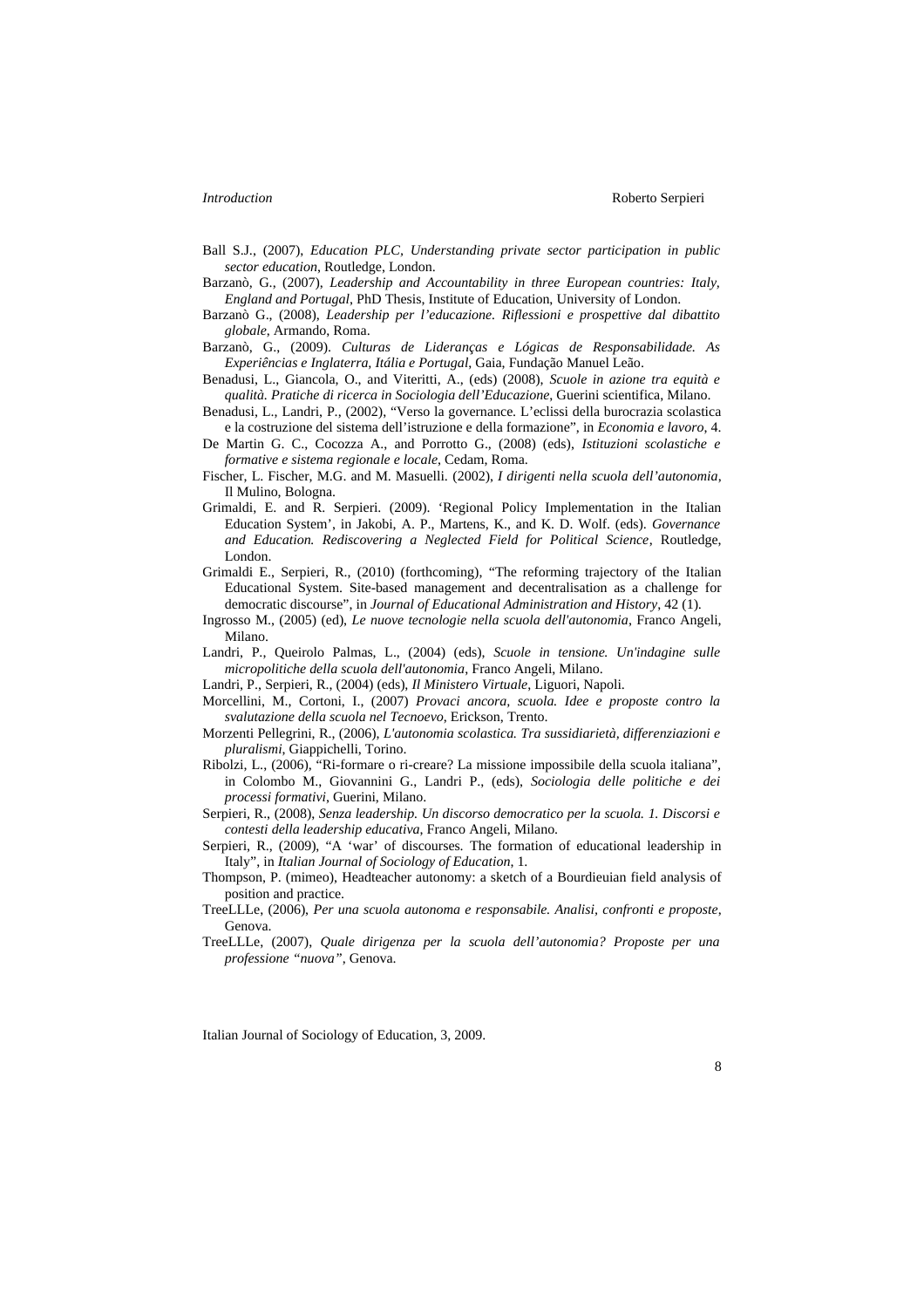Ball S.J., (2007), *Education PLC, Understanding private sector participation in public sector education*, Routledge, London.

Barzanò, G., (2007), *Leadership and Accountability in three European countries: Italy, England and Portugal*, PhD Thesis, Institute of Education, University of London.

Barzanò G., (2008), *Leadership per l'educazione. Riflessioni e prospettive dal dibattito globale*, Armando, Roma.

Barzanò, G., (2009). *Culturas de Lideranças e Lógicas de Responsabilidade. As Experiências e Inglaterra, Itália e Portugal*, Gaia, Fundação Manuel Leão.

Benadusi, L., Giancola, O., and Viteritti, A., (eds) (2008), *Scuole in azione tra equità e qualità. Pratiche di ricerca in Sociologia dell'Educazione*, Guerini scientifica, Milano.

Benadusi, L., Landri, P., (2002), "Verso la governance. L'eclissi della burocrazia scolastica e la costruzione del sistema dell'istruzione e della formazione", in *Economia e lavoro*, 4.

De Martin G. C., Cocozza A., and Porrotto G., (2008) (eds), *Istituzioni scolastiche e formative e sistema regionale e locale*, Cedam, Roma.

Fischer, L. Fischer, M.G. and M. Masuelli. (2002), *I dirigenti nella scuola dell'autonomia*, Il Mulino, Bologna.

Grimaldi, E. and R. Serpieri. (2009). 'Regional Policy Implementation in the Italian Education System', in Jakobi, A. P., Martens, K., and K. D. Wolf. (eds). *Governance and Education. Rediscovering a Neglected Field for Political Science*, Routledge, London.

Grimaldi E., Serpieri, R., (2010) (forthcoming), "The reforming trajectory of the Italian Educational System. Site-based management and decentralisation as a challenge for democratic discourse", in *Journal of Educational Administration and History*, 42 (1).

Ingrosso M., (2005) (ed), *Le nuove tecnologie nella scuola dell'autonomia*, Franco Angeli, Milano.

Landri, P., Queirolo Palmas, L., (2004) (eds), *Scuole in tensione. Un'indagine sulle micropolitiche della scuola dell'autonomia*, Franco Angeli, Milano.

Landri, P., Serpieri, R., (2004) (eds), *Il Ministero Virtuale*, Liguori, Napoli.

Morcellini, M., Cortoni, I., (2007) *Provaci ancora, scuola. Idee e proposte contro la svalutazione della scuola nel Tecnoevo*, Erickson, Trento.

Morzenti Pellegrini, R., (2006), *L'autonomia scolastica. Tra sussidiarietà, differenziazioni e pluralismi*, Giappichelli, Torino.

Ribolzi, L., (2006), "Ri-formare o ri-creare? La missione impossibile della scuola italiana", in Colombo M., Giovannini G., Landri P., (eds), *Sociologia delle politiche e dei processi formativi*, Guerini, Milano.

Serpieri, R., (2008), *Senza leadership. Un discorso democratico per la scuola. 1. Discorsi e contesti della leadership educativa*, Franco Angeli, Milano.

Serpieri, R., (2009), "A 'war' of discourses. The formation of educational leadership in Italy", in *Italian Journal of Sociology of Education*, 1.

Thompson, P. (mimeo), Headteacher autonomy: a sketch of a Bourdieuian field analysis of position and practice.

TreeLLLe, (2006), *Per una scuola autonoma e responsabile. Analisi, confronti e proposte*, Genova.

TreeLLLe, (2007), *Quale dirigenza per la scuola dell'autonomia? Proposte per una professione "nuova"*, Genova.